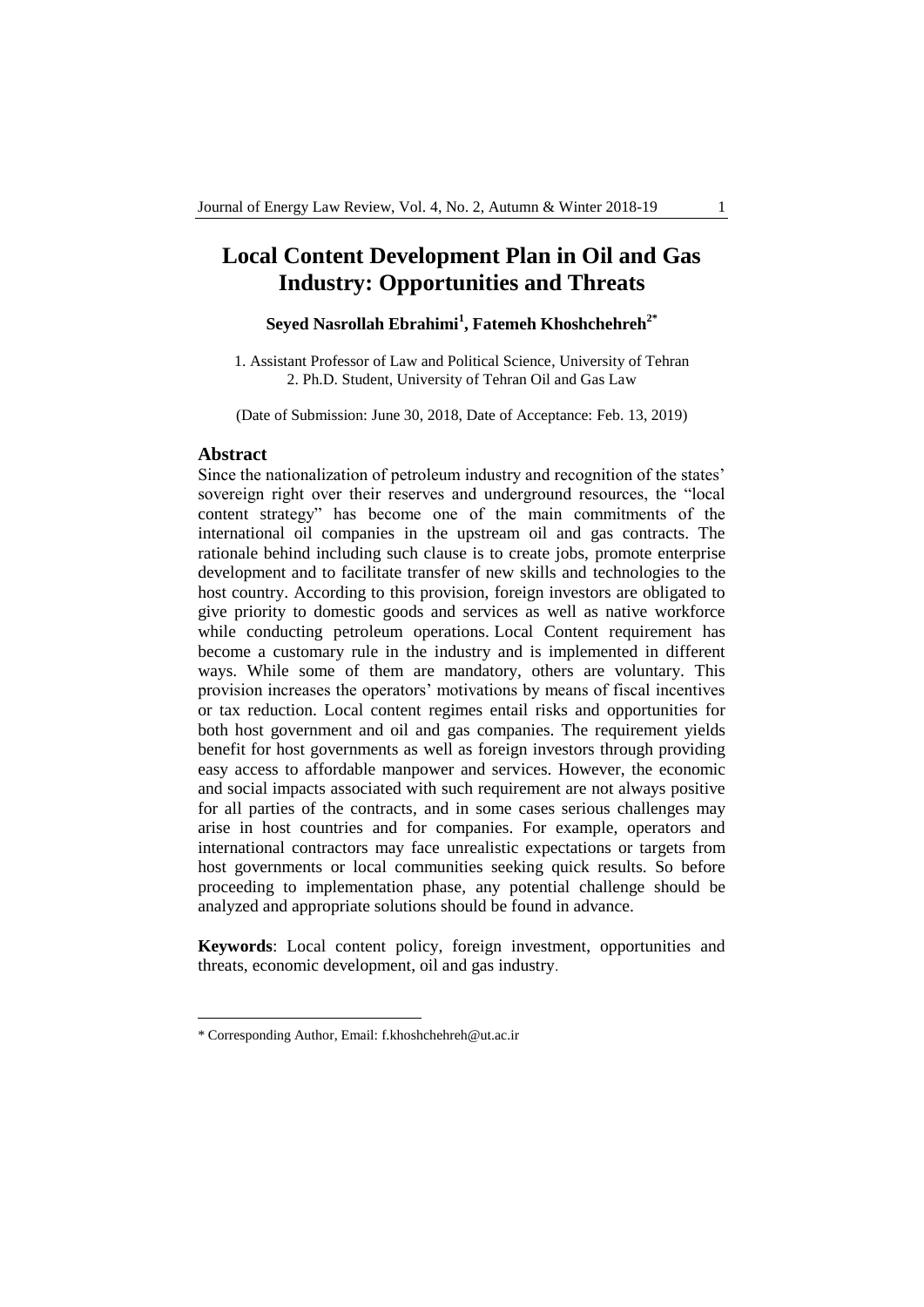# Local Content Development Plan in Oil and Gas Industry: Opportunities and Threats

**Seyed Nasrollah Ebrahimi[1], Fatemeh Khoshchehreh[2*]**

1. Assistant Professor of Law and Political Science, University of Tehran
2. Ph.D. Student, University of Tehran Oil and Gas Law

(Date of Submission: June 30, 2018, Date of Acceptance: Feb. 13, 2019)

## Abstract

Since the nationalization of petroleum industry and recognition of the states' sovereign right over their reserves and underground resources, the "local content strategy" has become one of the main commitments of the international oil companies in the upstream oil and gas contracts. The rationale behind including such clause is to create jobs, promote enterprise development and to facilitate transfer of new skills and technologies to the host country. According to this provision, foreign investors are obligated to give priority to domestic goods and services as well as native workforce while conducting petroleum operations. Local Content requirement has become a customary rule in the industry and is implemented in different ways. While some of them are mandatory, others are voluntary. This provision increases the operators' motivations by means of fiscal incentives or tax reduction. Local content regimes entail risks and opportunities for both host government and oil and gas companies. The requirement yields benefit for host governments as well as foreign investors through providing easy access to affordable manpower and services. However, the economic and social impacts associated with such requirement are not always positive for all parties of the contracts, and in some cases serious challenges may arise in host countries and for companies. For example, operators and international contractors may face unrealistic expectations or targets from host governments or local communities seeking quick results. So before proceeding to implementation phase, any potential challenge should be analyzed and appropriate solutions should be found in advance.

**Keywords**: Local content policy, foreign investment, opportunities and threats, economic development, oil and gas industry.

---

\* Corresponding Author, Email: f.khoshchehreh@ut.ac.ir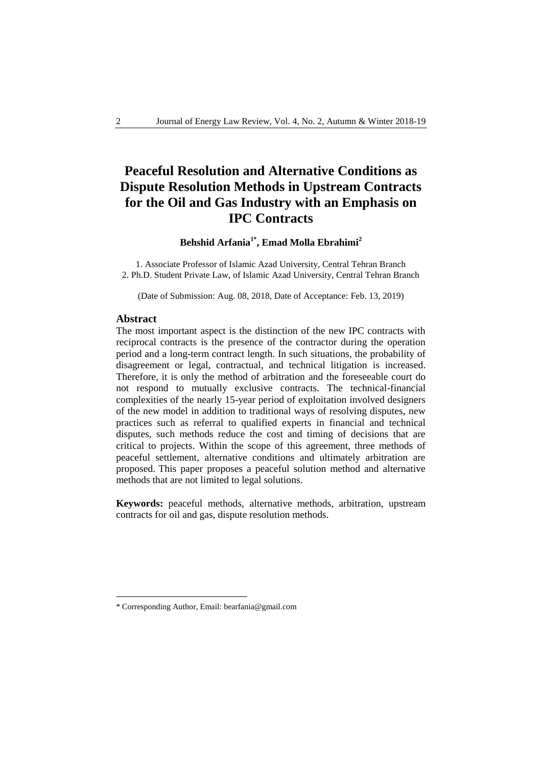# Peaceful Resolution and Alternative Conditions as Dispute Resolution Methods in Upstream Contracts for the Oil and Gas Industry with an Emphasis on IPC Contracts

**Behshid Arfania[1*], Emad Molla Ebrahimi[2]**

1. Associate Professor of Islamic Azad University, Central Tehran Branch
2. Ph.D. Student Private Law, of Islamic Azad University, Central Tehran Branch

(Date of Submission: Aug. 08, 2018, Date of Acceptance: Feb. 13, 2019)

## Abstract

The most important aspect is the distinction of the new IPC contracts with reciprocal contracts is the presence of the contractor during the operation period and a long-term contract length. In such situations, the probability of disagreement or legal, contractual, and technical litigation is increased. Therefore, it is only the method of arbitration and the foreseeable court do not respond to mutually exclusive contracts. The technical-financial complexities of the nearly 15-year period of exploitation involved designers of the new model in addition to traditional ways of resolving disputes, new practices such as referral to qualified experts in financial and technical disputes, such methods reduce the cost and timing of decisions that are critical to projects. Within the scope of this agreement, three methods of peaceful settlement, alternative conditions and ultimately arbitration are proposed. This paper proposes a peaceful solution method and alternative methods that are not limited to legal solutions.

**Keywords:** peaceful methods, alternative methods, arbitration, upstream contracts for oil and gas, dispute resolution methods.

---

* Corresponding Author, Email: bearfania@gmail.com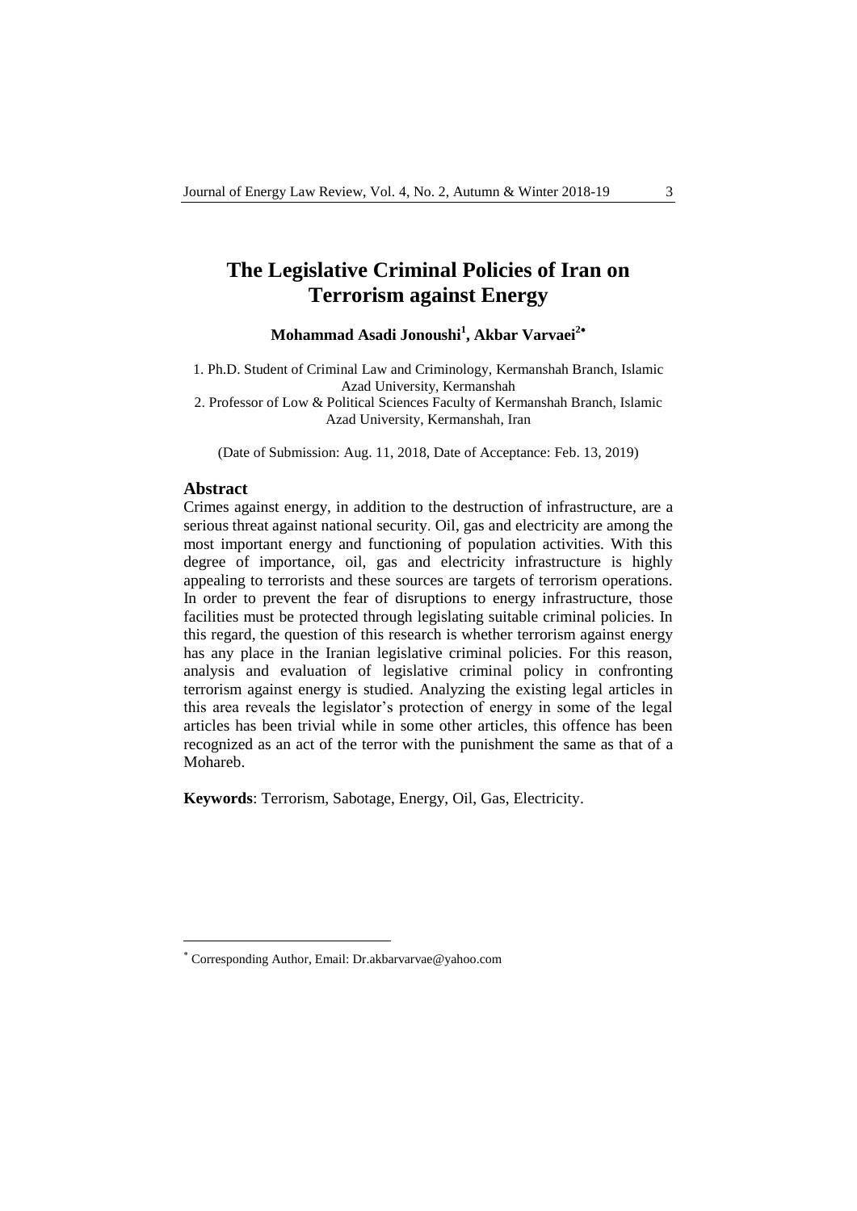# The Legislative Criminal Policies of Iran on Terrorism against Energy

**Mohammad Asadi Jonoushi[1], Akbar Varvaei[2*]**

1. Ph.D. Student of Criminal Law and Criminology, Kermanshah Branch, Islamic Azad University, Kermanshah
2. Professor of Low & Political Sciences Faculty of Kermanshah Branch, Islamic Azad University, Kermanshah, Iran

(Date of Submission: Aug. 11, 2018, Date of Acceptance: Feb. 13, 2019)

## Abstract

Crimes against energy, in addition to the destruction of infrastructure, are a serious threat against national security. Oil, gas and electricity are among the most important energy and functioning of population activities. With this degree of importance, oil, gas and electricity infrastructure is highly appealing to terrorists and these sources are targets of terrorism operations. In order to prevent the fear of disruptions to energy infrastructure, those facilities must be protected through legislating suitable criminal policies. In this regard, the question of this research is whether terrorism against energy has any place in the Iranian legislative criminal policies. For this reason, analysis and evaluation of legislative criminal policy in confronting terrorism against energy is studied. Analyzing the existing legal articles in this area reveals the legislator's protection of energy in some of the legal articles has been trivial while in some other articles, this offence has been recognized as an act of the terror with the punishment the same as that of a Mohareb.

**Keywords**: Terrorism, Sabotage, Energy, Oil, Gas, Electricity.

---

* Corresponding Author, Email: Dr.akbarvarvae@yahoo.com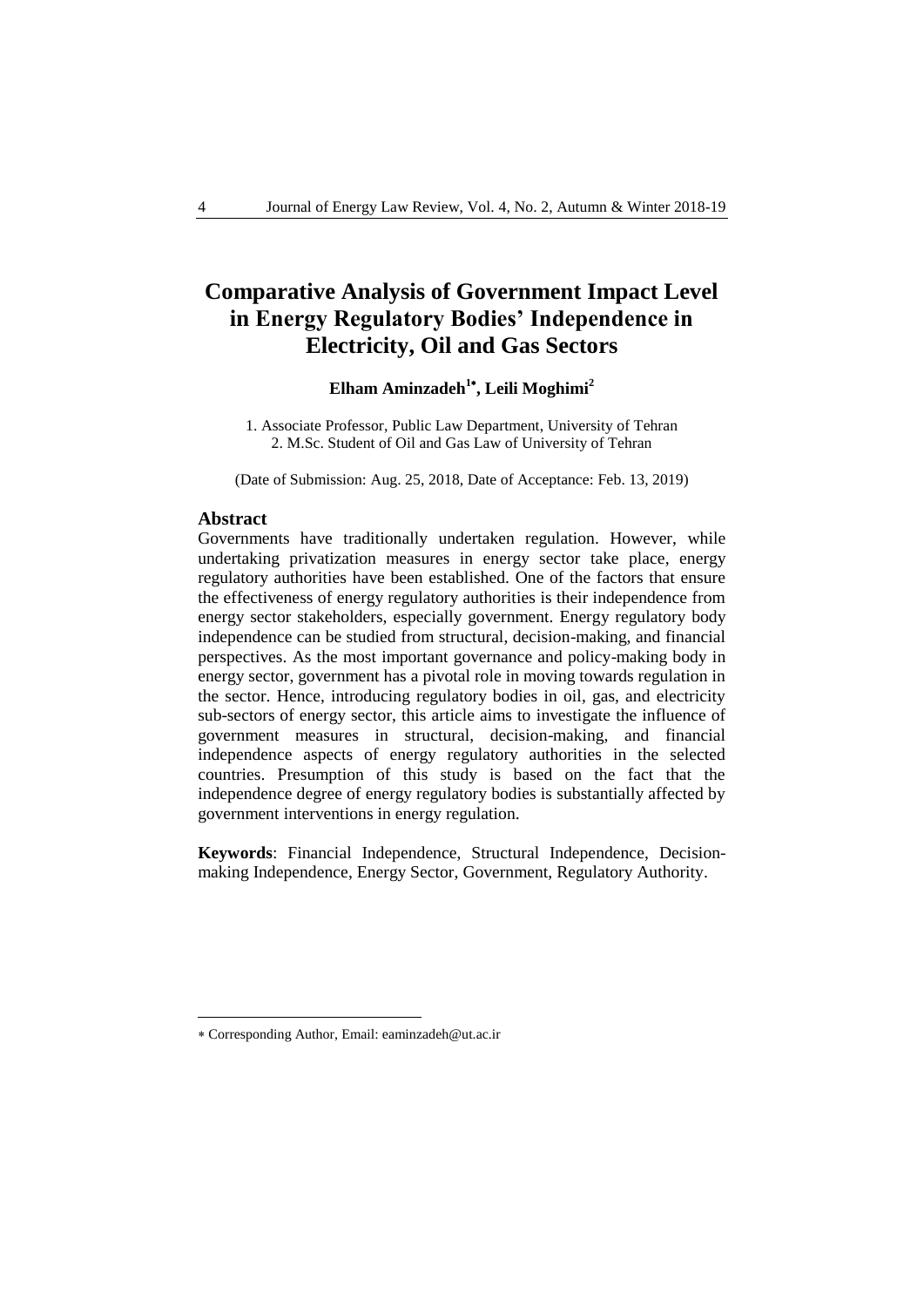# Comparative Analysis of Government Impact Level in Energy Regulatory Bodies' Independence in Electricity, Oil and Gas Sectors

**Elham Aminzadeh[1*], Leili Moghimi[2]**

1. Associate Professor, Public Law Department, University of Tehran
2. M.Sc. Student of Oil and Gas Law of University of Tehran

(Date of Submission: Aug. 25, 2018, Date of Acceptance: Feb. 13, 2019)

## Abstract

Governments have traditionally undertaken regulation. However, while undertaking privatization measures in energy sector take place, energy regulatory authorities have been established. One of the factors that ensure the effectiveness of energy regulatory authorities is their independence from energy sector stakeholders, especially government. Energy regulatory body independence can be studied from structural, decision-making, and financial perspectives. As the most important governance and policy-making body in energy sector, government has a pivotal role in moving towards regulation in the sector. Hence, introducing regulatory bodies in oil, gas, and electricity sub-sectors of energy sector, this article aims to investigate the influence of government measures in structural, decision-making, and financial independence aspects of energy regulatory authorities in the selected countries. Presumption of this study is based on the fact that the independence degree of energy regulatory bodies is substantially affected by government interventions in energy regulation.

**Keywords**: Financial Independence, Structural Independence, Decision-making Independence, Energy Sector, Government, Regulatory Authority.

* Corresponding Author, Email: eaminzadeh@ut.ac.ir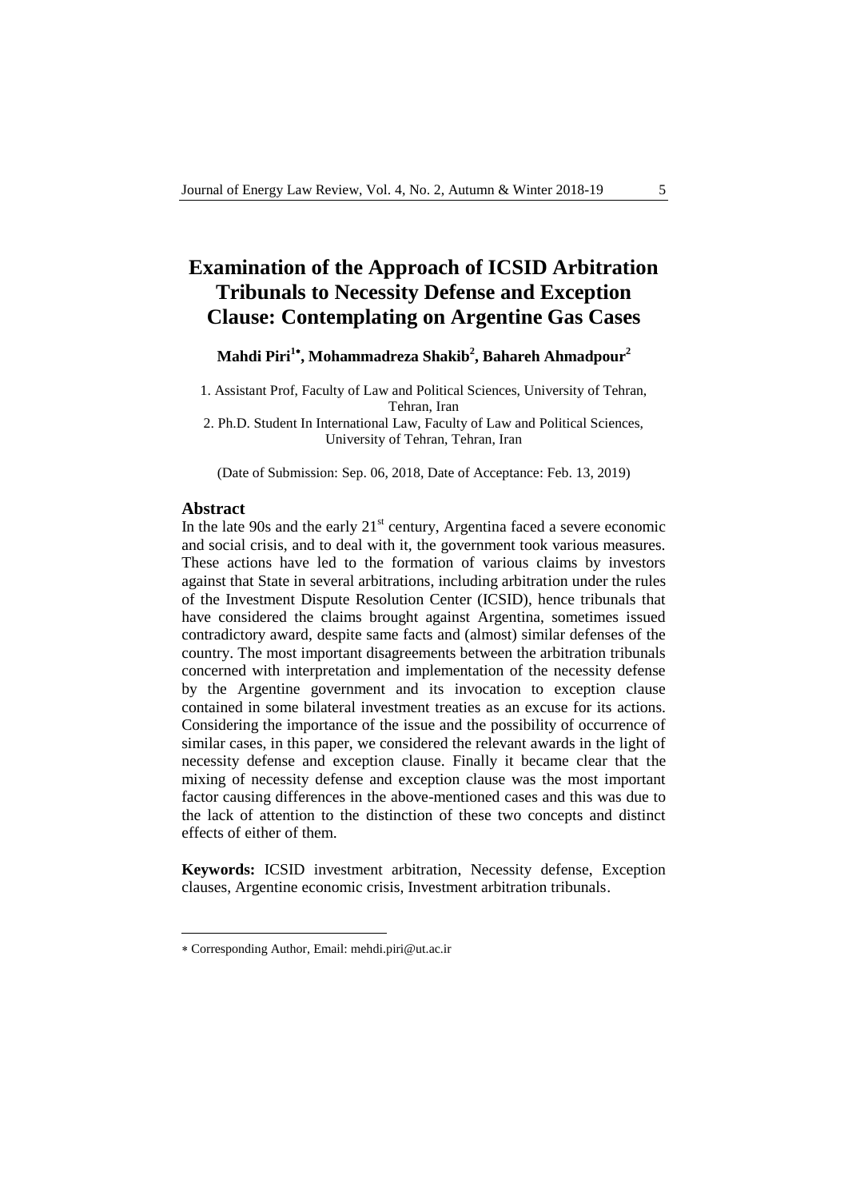# Examination of the Approach of ICSID Arbitration Tribunals to Necessity Defense and Exception Clause: Contemplating on Argentine Gas Cases

**Mahdi Piri[1*], Mohammadreza Shakib[2], Bahareh Ahmadpour[2]**

1. Assistant Prof, Faculty of Law and Political Sciences, University of Tehran, Tehran, Iran
2. Ph.D. Student In International Law, Faculty of Law and Political Sciences, University of Tehran, Tehran, Iran

(Date of Submission: Sep. 06, 2018, Date of Acceptance: Feb. 13, 2019)

## Abstract

In the late 90s and the early 21st century, Argentina faced a severe economic and social crisis, and to deal with it, the government took various measures. These actions have led to the formation of various claims by investors against that State in several arbitrations, including arbitration under the rules of the Investment Dispute Resolution Center (ICSID), hence tribunals that have considered the claims brought against Argentina, sometimes issued contradictory award, despite same facts and (almost) similar defenses of the country. The most important disagreements between the arbitration tribunals concerned with interpretation and implementation of the necessity defense by the Argentine government and its invocation to exception clause contained in some bilateral investment treaties as an excuse for its actions. Considering the importance of the issue and the possibility of occurrence of similar cases, in this paper, we considered the relevant awards in the light of necessity defense and exception clause. Finally it became clear that the mixing of necessity defense and exception clause was the most important factor causing differences in the above-mentioned cases and this was due to the lack of attention to the distinction of these two concepts and distinct effects of either of them.

**Keywords:** ICSID investment arbitration, Necessity defense, Exception clauses, Argentine economic crisis, Investment arbitration tribunals.

---

* Corresponding Author, Email: mehdi.piri@ut.ac.ir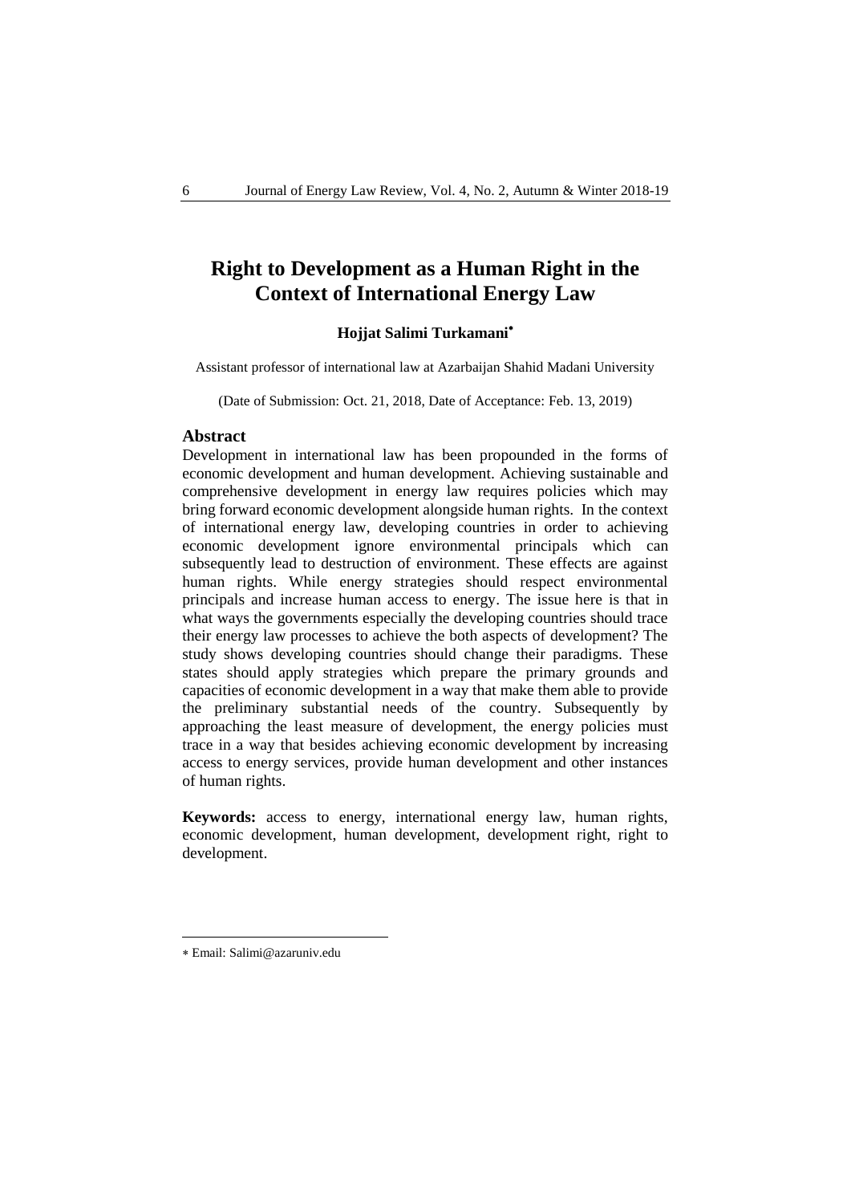# Right to Development as a Human Right in the Context of International Energy Law

**Hojjat Salimi Turkamani***

Assistant professor of international law at Azarbaijan Shahid Madani University

(Date of Submission: Oct. 21, 2018, Date of Acceptance: Feb. 13, 2019)

## Abstract

Development in international law has been propounded in the forms of economic development and human development. Achieving sustainable and comprehensive development in energy law requires policies which may bring forward economic development alongside human rights. In the context of international energy law, developing countries in order to achieving economic development ignore environmental principals which can subsequently lead to destruction of environment. These effects are against human rights. While energy strategies should respect environmental principals and increase human access to energy. The issue here is that in what ways the governments especially the developing countries should trace their energy law processes to achieve the both aspects of development? The study shows developing countries should change their paradigms. These states should apply strategies which prepare the primary grounds and capacities of economic development in a way that make them able to provide the preliminary substantial needs of the country. Subsequently by approaching the least measure of development, the energy policies must trace in a way that besides achieving economic development by increasing access to energy services, provide human development and other instances of human rights.

**Keywords:** access to energy, international energy law, human rights, economic development, human development, development right, right to development.

---

* Email: Salimi@azaruniv.edu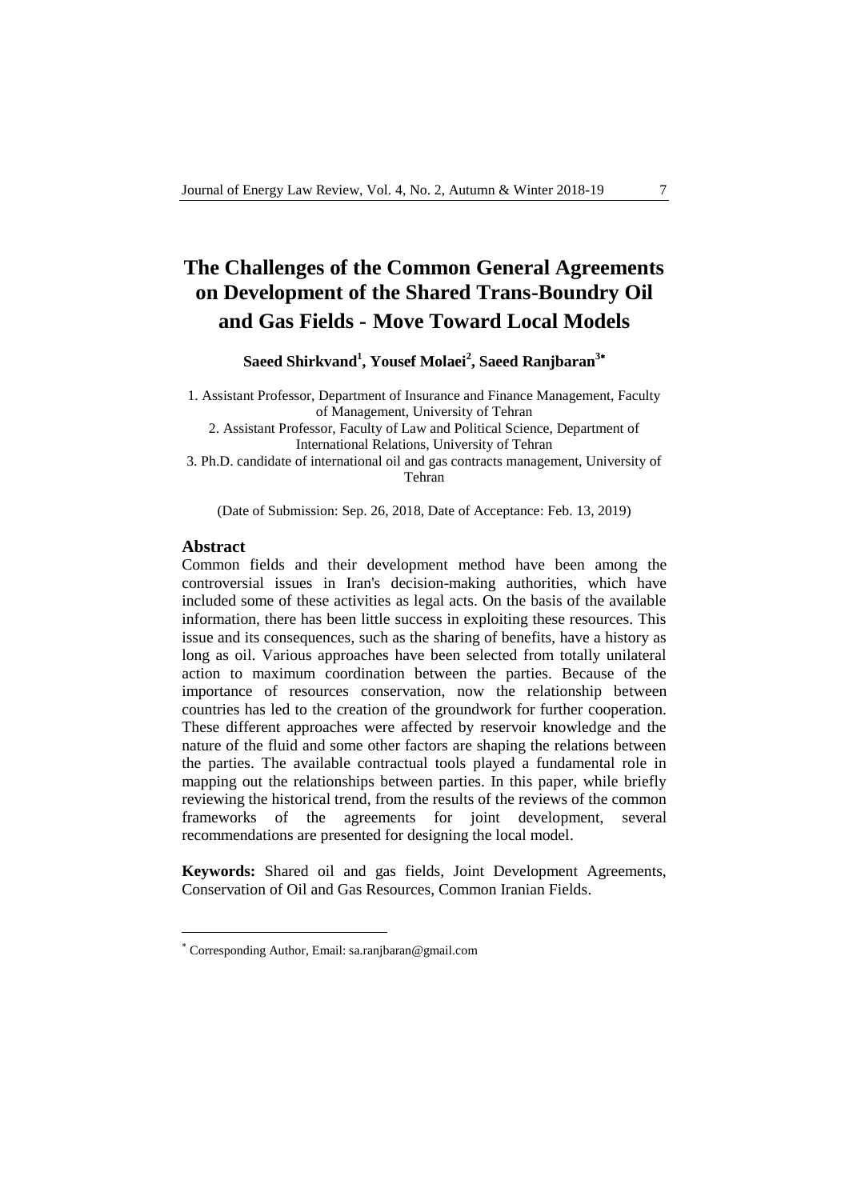# The Challenges of the Common General Agreements on Development of the Shared Trans-Boundry Oil and Gas Fields - Move Toward Local Models

**Saeed Shirkvand[1], Yousef Molaei[2], Saeed Ranjbaran[3*]**

1. Assistant Professor, Department of Insurance and Finance Management, Faculty of Management, University of Tehran
2. Assistant Professor, Faculty of Law and Political Science, Department of International Relations, University of Tehran
3. Ph.D. candidate of international oil and gas contracts management, University of Tehran

(Date of Submission: Sep. 26, 2018, Date of Acceptance: Feb. 13, 2019)

## Abstract

Common fields and their development method have been among the controversial issues in Iran's decision-making authorities, which have included some of these activities as legal acts. On the basis of the available information, there has been little success in exploiting these resources. This issue and its consequences, such as the sharing of benefits, have a history as long as oil. Various approaches have been selected from totally unilateral action to maximum coordination between the parties. Because of the importance of resources conservation, now the relationship between countries has led to the creation of the groundwork for further cooperation. These different approaches were affected by reservoir knowledge and the nature of the fluid and some other factors are shaping the relations between the parties. The available contractual tools played a fundamental role in mapping out the relationships between parties. In this paper, while briefly reviewing the historical trend, from the results of the reviews of the common frameworks of the agreements for joint development, several recommendations are presented for designing the local model.

**Keywords:** Shared oil and gas fields, Joint Development Agreements, Conservation of Oil and Gas Resources, Common Iranian Fields.

---

[*] Corresponding Author, Email: sa.ranjbaran@gmail.com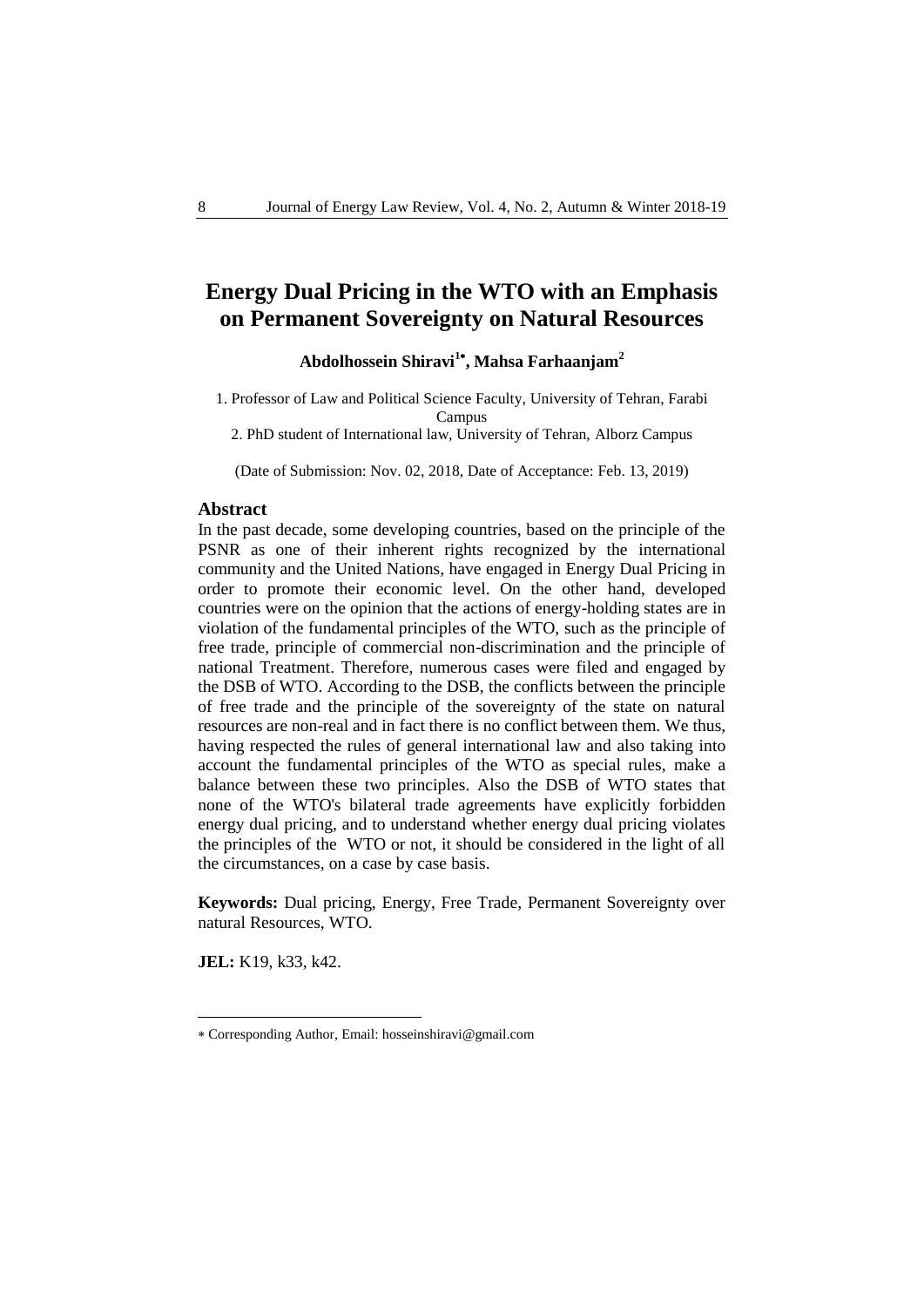# Energy Dual Pricing in the WTO with an Emphasis on Permanent Sovereignty on Natural Resources

**Abdolhossein Shiravi[1*], Mahsa Farhaanjam[2]**

1. Professor of Law and Political Science Faculty, University of Tehran, Farabi Campus
2. PhD student of International law, University of Tehran, Alborz Campus

(Date of Submission: Nov. 02, 2018, Date of Acceptance: Feb. 13, 2019)

## Abstract

In the past decade, some developing countries, based on the principle of the PSNR as one of their inherent rights recognized by the international community and the United Nations, have engaged in Energy Dual Pricing in order to promote their economic level. On the other hand, developed countries were on the opinion that the actions of energy-holding states are in violation of the fundamental principles of the WTO, such as the principle of free trade, principle of commercial non-discrimination and the principle of national Treatment. Therefore, numerous cases were filed and engaged by the DSB of WTO. According to the DSB, the conflicts between the principle of free trade and the principle of the sovereignty of the state on natural resources are non-real and in fact there is no conflict between them. We thus, having respected the rules of general international law and also taking into account the fundamental principles of the WTO as special rules, make a balance between these two principles. Also the DSB of WTO states that none of the WTO's bilateral trade agreements have explicitly forbidden energy dual pricing, and to understand whether energy dual pricing violates the principles of the WTO or not, it should be considered in the light of all the circumstances, on a case by case basis.

**Keywords:** Dual pricing, Energy, Free Trade, Permanent Sovereignty over natural Resources, WTO.

**JEL:** K19, k33, k42.

---

* Corresponding Author, Email: hosseinshiravi@gmail.com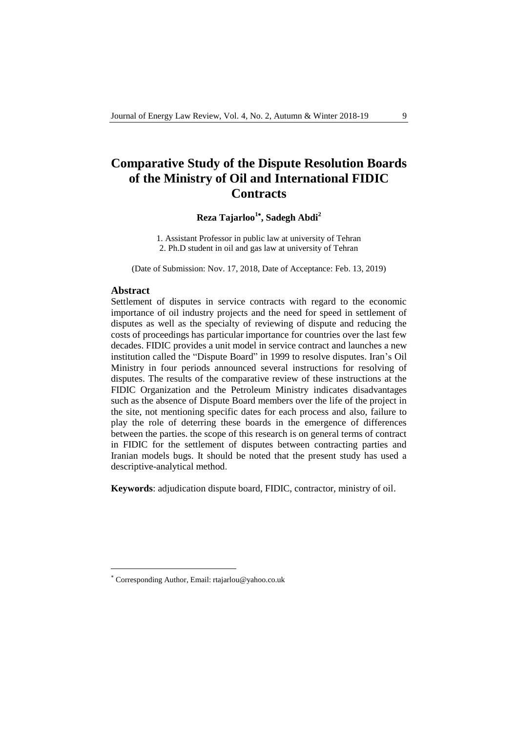# Comparative Study of the Dispute Resolution Boards of the Ministry of Oil and International FIDIC Contracts

**Reza Tajarloo[1*], Sadegh Abdi[2]**

1. Assistant Professor in public law at university of Tehran
2. Ph.D student in oil and gas law at university of Tehran

(Date of Submission: Nov. 17, 2018, Date of Acceptance: Feb. 13, 2019)

## Abstract

Settlement of disputes in service contracts with regard to the economic importance of oil industry projects and the need for speed in settlement of disputes as well as the specialty of reviewing of dispute and reducing the costs of proceedings has particular importance for countries over the last few decades. FIDIC provides a unit model in service contract and launches a new institution called the "Dispute Board" in 1999 to resolve disputes. Iran's Oil Ministry in four periods announced several instructions for resolving of disputes. The results of the comparative review of these instructions at the FIDIC Organization and the Petroleum Ministry indicates disadvantages such as the absence of Dispute Board members over the life of the project in the site, not mentioning specific dates for each process and also, failure to play the role of deterring these boards in the emergence of differences between the parties. the scope of this research is on general terms of contract in FIDIC for the settlement of disputes between contracting parties and Iranian models bugs. It should be noted that the present study has used a descriptive-analytical method.

**Keywords**: adjudication dispute board, FIDIC, contractor, ministry of oil.

---

[*] Corresponding Author, Email: rtajarlou@yahoo.co.uk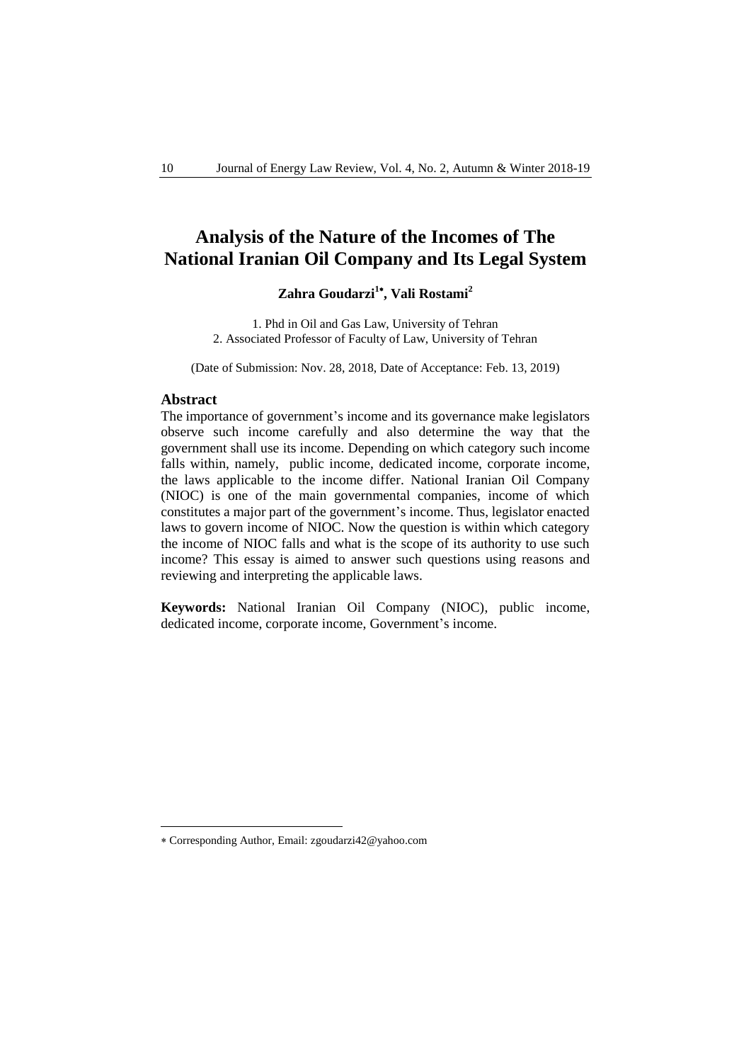# Analysis of the Nature of the Incomes of The National Iranian Oil Company and Its Legal System

**Zahra Goudarzi[1*], Vali Rostami[2]**

1. Phd in Oil and Gas Law, University of Tehran
2. Associated Professor of Faculty of Law, University of Tehran

(Date of Submission: Nov. 28, 2018, Date of Acceptance: Feb. 13, 2019)

## Abstract

The importance of government's income and its governance make legislators observe such income carefully and also determine the way that the government shall use its income. Depending on which category such income falls within, namely, public income, dedicated income, corporate income, the laws applicable to the income differ. National Iranian Oil Company (NIOC) is one of the main governmental companies, income of which constitutes a major part of the government's income. Thus, legislator enacted laws to govern income of NIOC. Now the question is within which category the income of NIOC falls and what is the scope of its authority to use such income? This essay is aimed to answer such questions using reasons and reviewing and interpreting the applicable laws.

**Keywords:** National Iranian Oil Company (NIOC), public income, dedicated income, corporate income, Government's income.

---

* Corresponding Author, Email: zgoudarzi42@yahoo.com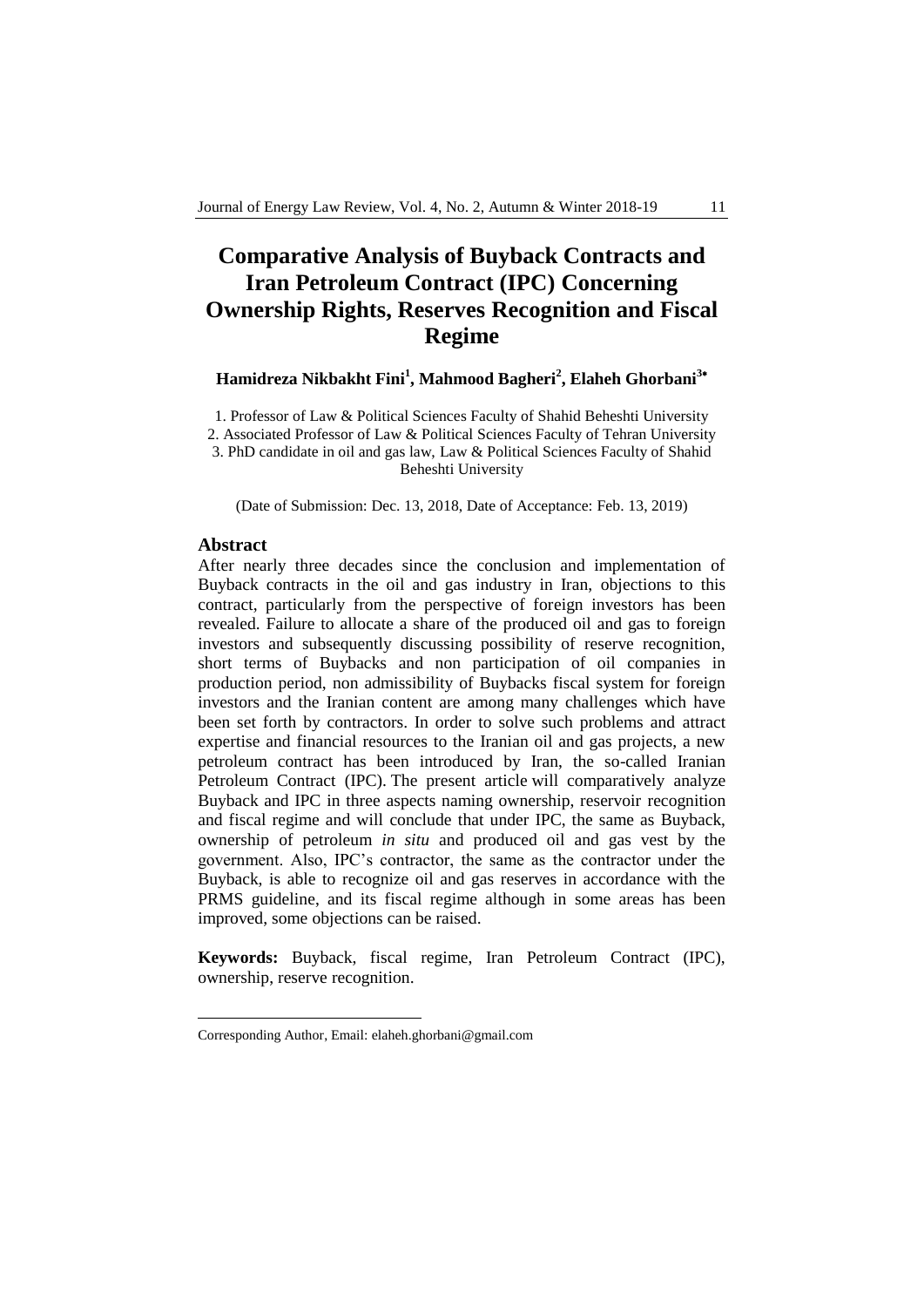# Comparative Analysis of Buyback Contracts and Iran Petroleum Contract (IPC) Concerning Ownership Rights, Reserves Recognition and Fiscal Regime

**Hamidreza Nikbakht Fini[1], Mahmood Bagheri[2], Elaheh Ghorbani[3]***

1. Professor of Law & Political Sciences Faculty of Shahid Beheshti University
2. Associated Professor of Law & Political Sciences Faculty of Tehran University
3. PhD candidate in oil and gas law, Law & Political Sciences Faculty of Shahid Beheshti University

(Date of Submission: Dec. 13, 2018, Date of Acceptance: Feb. 13, 2019)

## Abstract

After nearly three decades since the conclusion and implementation of Buyback contracts in the oil and gas industry in Iran, objections to this contract, particularly from the perspective of foreign investors has been revealed. Failure to allocate a share of the produced oil and gas to foreign investors and subsequently discussing possibility of reserve recognition, short terms of Buybacks and non participation of oil companies in production period, non admissibility of Buybacks fiscal system for foreign investors and the Iranian content are among many challenges which have been set forth by contractors. In order to solve such problems and attract expertise and financial resources to the Iranian oil and gas projects, a new petroleum contract has been introduced by Iran, the so-called Iranian Petroleum Contract (IPC). The present article will comparatively analyze Buyback and IPC in three aspects naming ownership, reservoir recognition and fiscal regime and will conclude that under IPC, the same as Buyback, ownership of petroleum *in situ* and produced oil and gas vest by the government. Also, IPC's contractor, the same as the contractor under the Buyback, is able to recognize oil and gas reserves in accordance with the PRMS guideline, and its fiscal regime although in some areas has been improved, some objections can be raised.

**Keywords:** Buyback, fiscal regime, Iran Petroleum Contract (IPC), ownership, reserve recognition.

---

Corresponding Author, Email: elaheh.ghorbani@gmail.com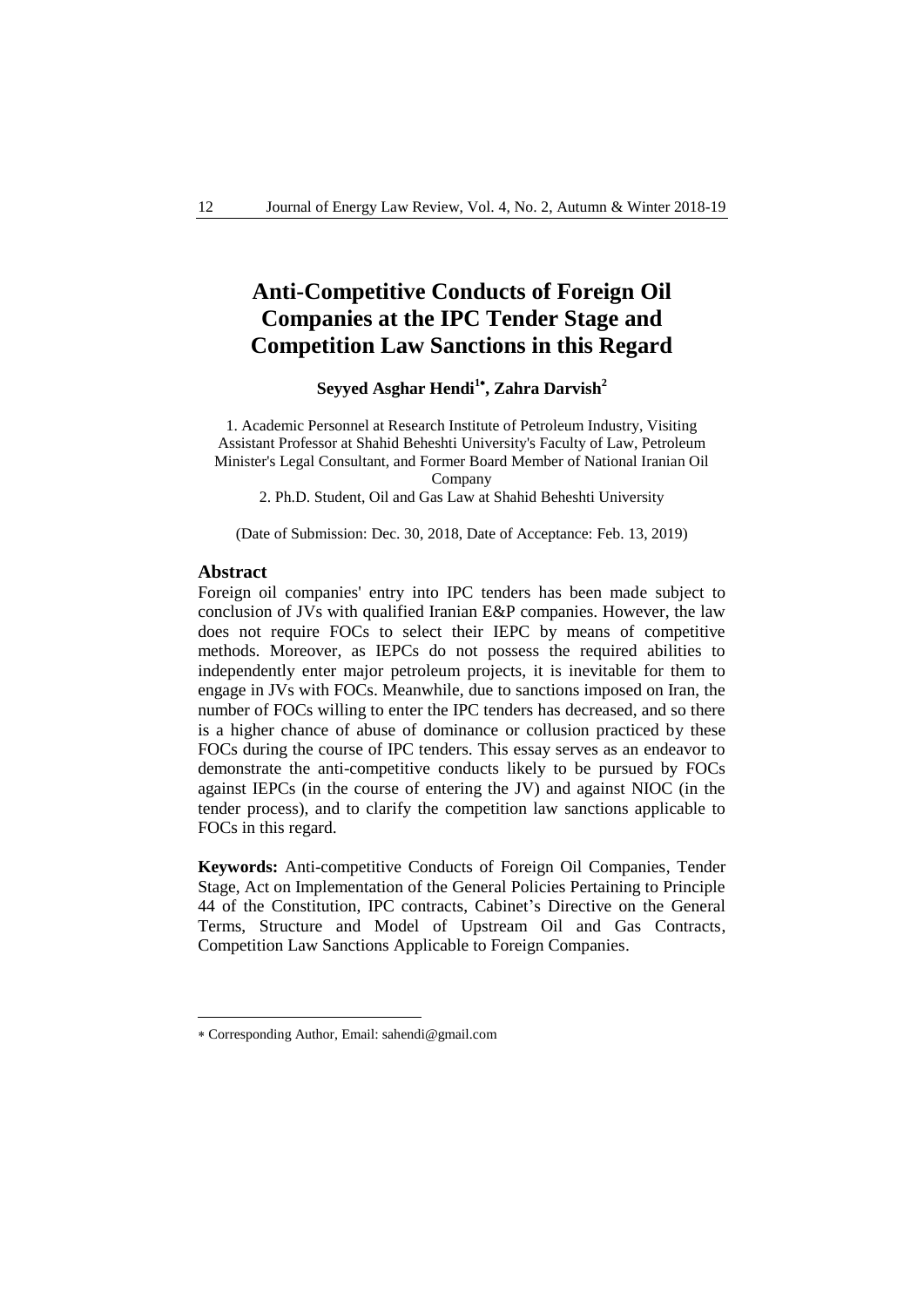# Anti-Competitive Conducts of Foreign Oil Companies at the IPC Tender Stage and Competition Law Sanctions in this Regard

**Seyyed Asghar Hendi[1*], Zahra Darvish[2]**

1. Academic Personnel at Research Institute of Petroleum Industry, Visiting Assistant Professor at Shahid Beheshti University's Faculty of Law, Petroleum Minister's Legal Consultant, and Former Board Member of National Iranian Oil Company
2. Ph.D. Student, Oil and Gas Law at Shahid Beheshti University

(Date of Submission: Dec. 30, 2018, Date of Acceptance: Feb. 13, 2019)

## Abstract

Foreign oil companies' entry into IPC tenders has been made subject to conclusion of JVs with qualified Iranian E&P companies. However, the law does not require FOCs to select their IEPC by means of competitive methods. Moreover, as IEPCs do not possess the required abilities to independently enter major petroleum projects, it is inevitable for them to engage in JVs with FOCs. Meanwhile, due to sanctions imposed on Iran, the number of FOCs willing to enter the IPC tenders has decreased, and so there is a higher chance of abuse of dominance or collusion practiced by these FOCs during the course of IPC tenders. This essay serves as an endeavor to demonstrate the anti-competitive conducts likely to be pursued by FOCs against IEPCs (in the course of entering the JV) and against NIOC (in the tender process), and to clarify the competition law sanctions applicable to FOCs in this regard.

**Keywords:** Anti-competitive Conducts of Foreign Oil Companies, Tender Stage, Act on Implementation of the General Policies Pertaining to Principle 44 of the Constitution, IPC contracts, Cabinet's Directive on the General Terms, Structure and Model of Upstream Oil and Gas Contracts, Competition Law Sanctions Applicable to Foreign Companies.

---

* Corresponding Author, Email: sahendi@gmail.com